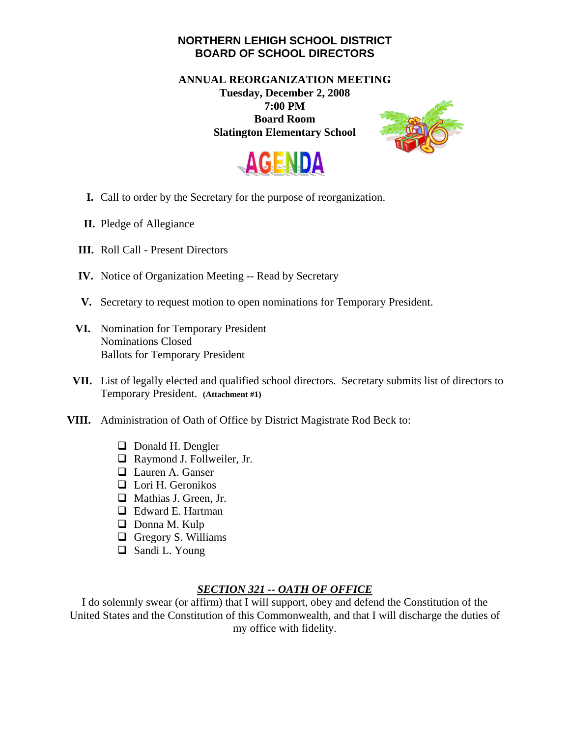# NORTHERN LEHIGH SCHOOL DISTRICT
# BOARD OF SCHOOL DIRECTORS

**ANNUAL REORGANIZATION MEETING**
**Tuesday, December 2, 2008**
**7:00 PM**
**Board Room**
**Slatington Elementary School**

## AGENDA

**I.** Call to order by the Secretary for the purpose of reorganization.

**II.** Pledge of Allegiance

**III.** Roll Call - Present Directors

**IV.** Notice of Organization Meeting -- Read by Secretary

**V.** Secretary to request motion to open nominations for Temporary President.

**VI.** Nomination for Temporary President
Nominations Closed
Ballots for Temporary President

**VII.** List of legally elected and qualified school directors. Secretary submits list of directors to Temporary President. **(Attachment #1)**

**VIII.** Administration of Oath of Office by District Magistrate Rod Beck to:

- ❑ Donald H. Dengler
- ❑ Raymond J. Follweiler, Jr.
- ❑ Lauren A. Ganser
- ❑ Lori H. Geronikos
- ❑ Mathias J. Green, Jr.
- ❑ Edward E. Hartman
- ❑ Donna M. Kulp
- ❑ Gregory S. Williams
- ❑ Sandi L. Young

***SECTION 321 -- OATH OF OFFICE***

I do solemnly swear (or affirm) that I will support, obey and defend the Constitution of the United States and the Constitution of this Commonwealth, and that I will discharge the duties of my office with fidelity.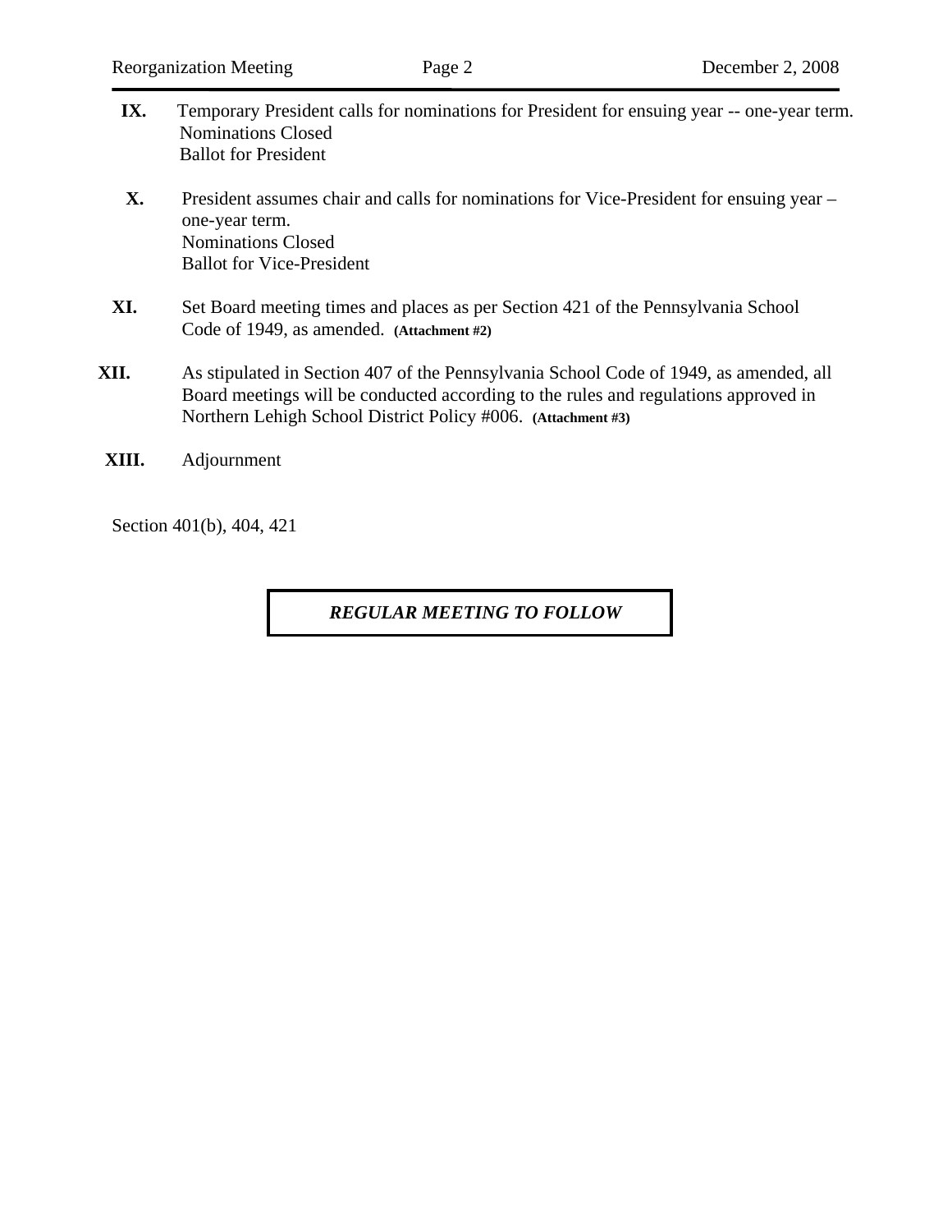**IX.** Temporary President calls for nominations for President for ensuing year -- one-year term.
Nominations Closed
Ballot for President

**X.** President assumes chair and calls for nominations for Vice-President for ensuing year – one-year term.
Nominations Closed
Ballot for Vice-President

**XI.** Set Board meeting times and places as per Section 421 of the Pennsylvania School Code of 1949, as amended. **(Attachment #2)**

**XII.** As stipulated in Section 407 of the Pennsylvania School Code of 1949, as amended, all Board meetings will be conducted according to the rules and regulations approved in Northern Lehigh School District Policy #006. **(Attachment #3)**

**XIII.** Adjournment

Section 401(b), 404, 421

***REGULAR MEETING TO FOLLOW***